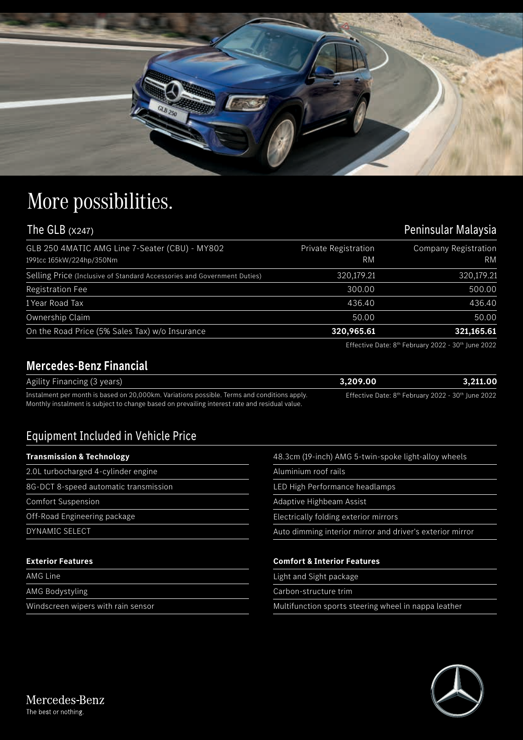# More possibilities.

## The GLB (X247)

**Peninsular Malaysia**

| GLB 250 4MATIC AMG Line 7-Seater (CBU) - MY802<br>1991cc 165kW/224hp/350Nm | Private Registration<br>RM | Company Registration<br>RM |
|---|---|---|
| Selling Price (Inclusive of Standard Accessories and Government Duties) | 320,179.21 | 320,179.21 |
| Registration Fee | 300.00 | 500.00 |
| 1 Year Road Tax | 436.40 | 436.40 |
| Ownership Claim | 50.00 | 50.00 |
| On the Road Price (5% Sales Tax) w/o Insurance | **320,965.61** | **321,165.61** |

Effective Date: 8th February 2022 - 30th June 2022

## Mercedes-Benz Financial

| Agility Financing (3 years) | **3,209.00** | **3,211.00** |
|---|---|---|

Instalment per month is based on 20,000km. Variations possible. Terms and conditions apply.
Monthly instalment is subject to change based on prevailing interest rate and residual value.

Effective Date: 8th February 2022 - 30th June 2022

## Equipment Included in Vehicle Price

**Transmission & Technology**

- 2.0L turbocharged 4-cylinder engine
- 8G-DCT 8-speed automatic transmission
- Comfort Suspension
- Off-Road Engineering package
- DYNAMIC SELECT

**Exterior Features**

- AMG Line
- AMG Bodystyling
- Windscreen wipers with rain sensor
- 48.3cm (19-inch) AMG 5-twin-spoke light-alloy wheels
- Aluminium roof rails
- LED High Performance headlamps
- Adaptive Highbeam Assist
- Electrically folding exterior mirrors
- Auto dimming interior mirror and driver's exterior mirror

**Comfort & Interior Features**

- Light and Sight package
- Carbon-structure trim
- Multifunction sports steering wheel in nappa leather

Mercedes-Benz
The best or nothing.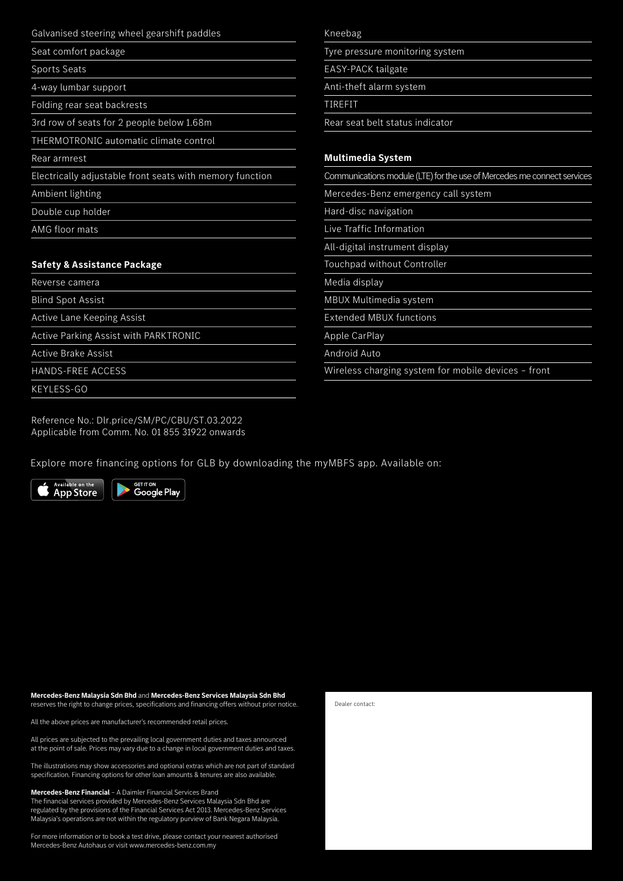Galvanised steering wheel gearshift paddles

Seat comfort package

Sports Seats

4-way lumbar support

Folding rear seat backrests

3rd row of seats for 2 people below 1.68m

THERMOTRONIC automatic climate control

Rear armrest

Electrically adjustable front seats with memory function

Ambient lighting

Double cup holder

AMG floor mats

**Safety & Assistance Package**

Reverse camera

Blind Spot Assist

Active Lane Keeping Assist

Active Parking Assist with PARKTRONIC

Active Brake Assist

HANDS-FREE ACCESS

KEYLESS-GO

Kneebag

Tyre pressure monitoring system

EASY-PACK tailgate

Anti-theft alarm system

TIREFIT

Rear seat belt status indicator

**Multimedia System**

Communications module (LTE) for the use of Mercedes me connect services

Mercedes-Benz emergency call system

Hard-disc navigation

Live Traffic Information

All-digital instrument display

Touchpad without Controller

Media display

MBUX Multimedia system

Extended MBUX functions

Apple CarPlay

Android Auto

Wireless charging system for mobile devices – front

Reference No.: Dlr.price/SM/PC/CBU/ST.03.2022
Applicable from Comm. No. 01 855 31922 onwards

Explore more financing options for GLB by downloading the myMBFS app. Available on:

Available on the App Store

GET IT ON Google Play

**Mercedes-Benz Malaysia Sdn Bhd** and **Mercedes-Benz Services Malaysia Sdn Bhd** reserves the right to change prices, specifications and financing offers without prior notice.

All the above prices are manufacturer's recommended retail prices.

All prices are subjected to the prevailing local government duties and taxes announced at the point of sale. Prices may vary due to a change in local government duties and taxes.

The illustrations may show accessories and optional extras which are not part of standard specification. Financing options for other loan amounts & tenures are also available.

**Mercedes-Benz Financial** – A Daimler Financial Services Brand
The financial services provided by Mercedes-Benz Services Malaysia Sdn Bhd are regulated by the provisions of the Financial Services Act 2013. Mercedes-Benz Services Malaysia's operations are not within the regulatory purview of Bank Negara Malaysia.

For more information or to book a test drive, please contact your nearest authorised Mercedes-Benz Autohaus or visit www.mercedes-benz.com.my

Dealer contact: